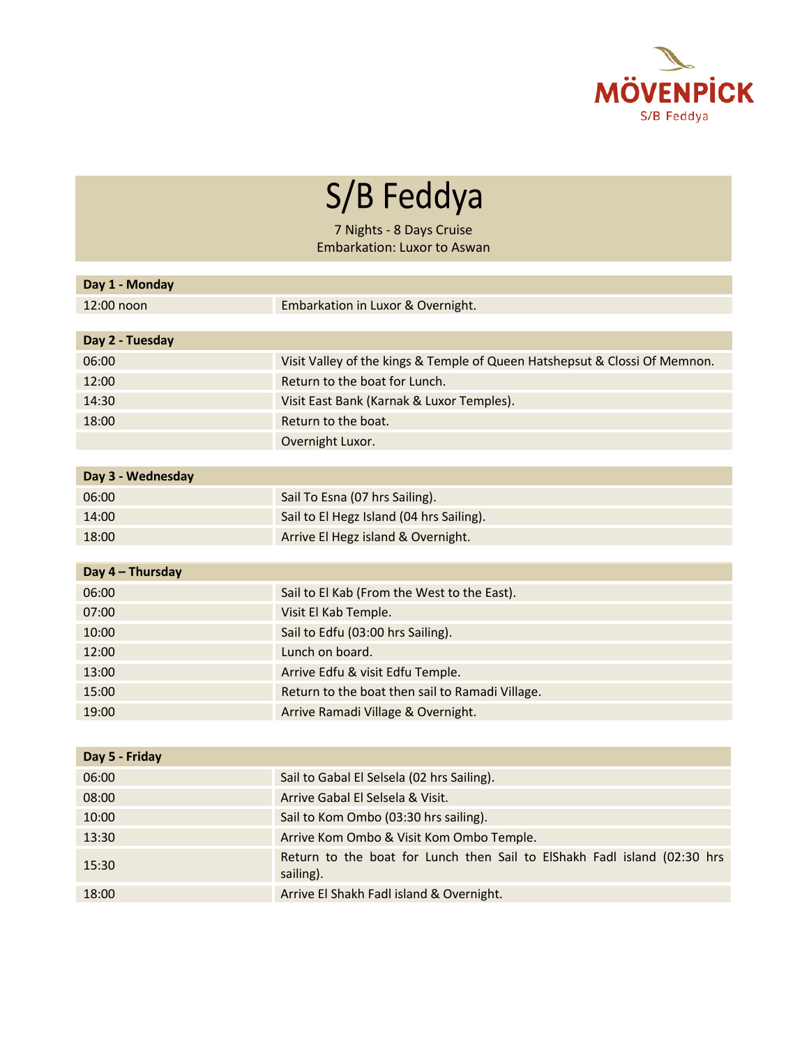MÖVENPICK
S/B Feddya

# S/B Feddya

7 Nights - 8 Days Cruise
Embarkation: Luxor to Aswan

| **Day 1 - Monday** | |
|---|---|
| 12:00 noon | Embarkation in Luxor & Overnight. |

| **Day 2 - Tuesday** | |
|---|---|
| 06:00 | Visit Valley of the kings & Temple of Queen Hatshepsut & Clossi Of Memnon. |
| 12:00 | Return to the boat for Lunch. |
| 14:30 | Visit East Bank (Karnak & Luxor Temples). |
| 18:00 | Return to the boat. |
| | Overnight Luxor. |

| **Day 3 - Wednesday** | |
|---|---|
| 06:00 | Sail To Esna (07 hrs Sailing). |
| 14:00 | Sail to El Hegz Island (04 hrs Sailing). |
| 18:00 | Arrive El Hegz island & Overnight. |

| **Day 4 – Thursday** | |
|---|---|
| 06:00 | Sail to El Kab (From the West to the East). |
| 07:00 | Visit El Kab Temple. |
| 10:00 | Sail to Edfu (03:00 hrs Sailing). |
| 12:00 | Lunch on board. |
| 13:00 | Arrive Edfu & visit Edfu Temple. |
| 15:00 | Return to the boat then sail to Ramadi Village. |
| 19:00 | Arrive Ramadi Village & Overnight. |

| **Day 5 - Friday** | |
|---|---|
| 06:00 | Sail to Gabal El Selsela (02 hrs Sailing). |
| 08:00 | Arrive Gabal El Selsela & Visit. |
| 10:00 | Sail to Kom Ombo (03:30 hrs sailing). |
| 13:30 | Arrive Kom Ombo & Visit Kom Ombo Temple. |
| 15:30 | Return to the boat for Lunch then Sail to ElShakh Fadl island (02:30 hrs sailing). |
| 18:00 | Arrive El Shakh Fadl island & Overnight. |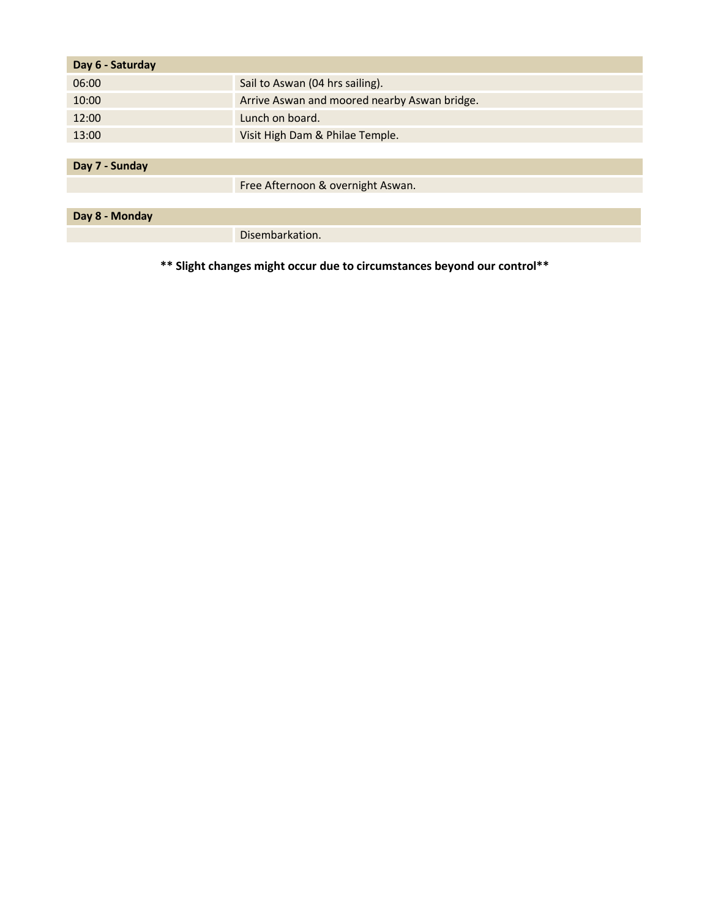| Day 6 - Saturday | |
|---|---|
| 06:00 | Sail to Aswan (04 hrs sailing). |
| 10:00 | Arrive Aswan and moored nearby Aswan bridge. |
| 12:00 | Lunch on board. |
| 13:00 | Visit High Dam & Philae Temple. |

| Day 7 - Sunday | |
|---|---|
| | Free Afternoon & overnight Aswan. |

| Day 8 - Monday | |
|---|---|
| | Disembarkation. |

**** Slight changes might occur due to circumstances beyond our control****